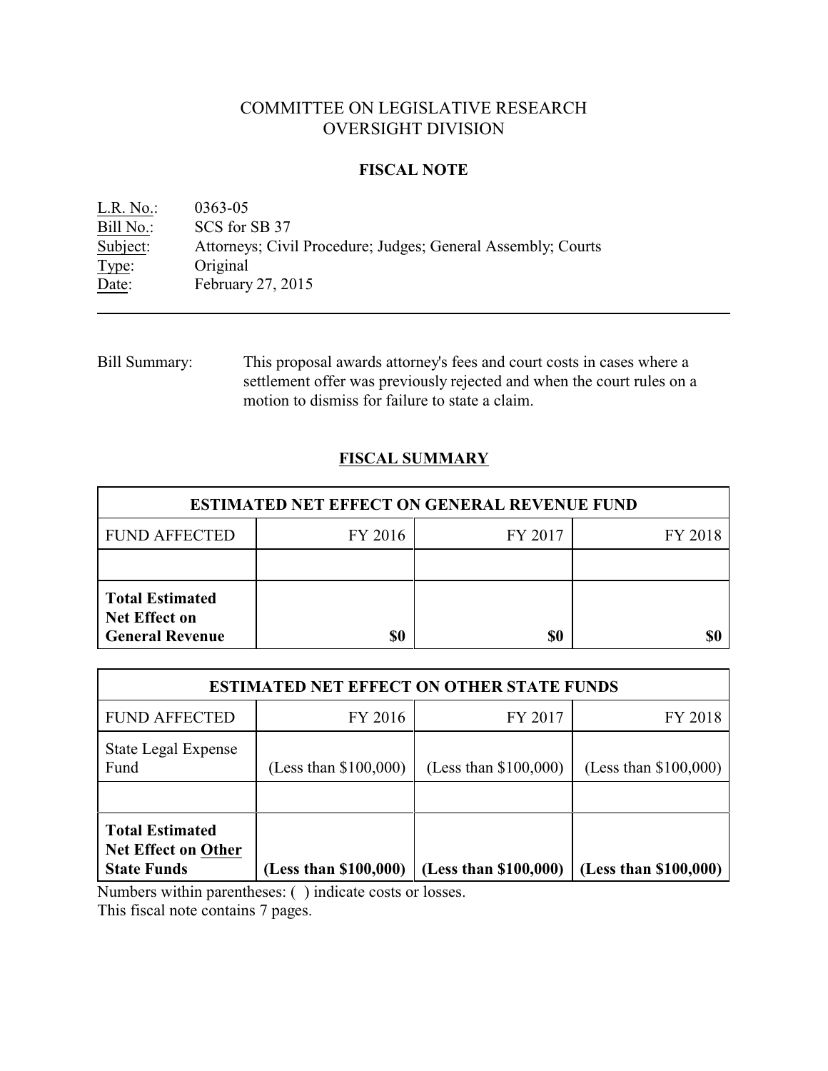# COMMITTEE ON LEGISLATIVE RESEARCH
# OVERSIGHT DIVISION

## FISCAL NOTE

L.R. No.: 0363-05
Bill No.: SCS for SB 37
Subject: Attorneys; Civil Procedure; Judges; General Assembly; Courts
Type: Original
Date: February 27, 2015

---

Bill Summary: This proposal awards attorney's fees and court costs in cases where a settlement offer was previously rejected and when the court rules on a motion to dismiss for failure to state a claim.

## FISCAL SUMMARY

| ESTIMATED NET EFFECT ON GENERAL REVENUE FUND | | | |
|---|---|---|---|
| FUND AFFECTED | FY 2016 | FY 2017 | FY 2018 |
| | | | |
| **Total Estimated Net Effect on General Revenue** | **$0** | **$0** | **$0** |

| ESTIMATED NET EFFECT ON OTHER STATE FUNDS | | | |
|---|---|---|---|
| FUND AFFECTED | FY 2016 | FY 2017 | FY 2018 |
| State Legal Expense Fund | (Less than $100,000) | (Less than $100,000) | (Less than $100,000) |
| | | | |
| **Total Estimated Net Effect on Other State Funds** | **(Less than $100,000)** | **(Less than $100,000)** | **(Less than $100,000)** |

Numbers within parentheses: ( ) indicate costs or losses.
This fiscal note contains 7 pages.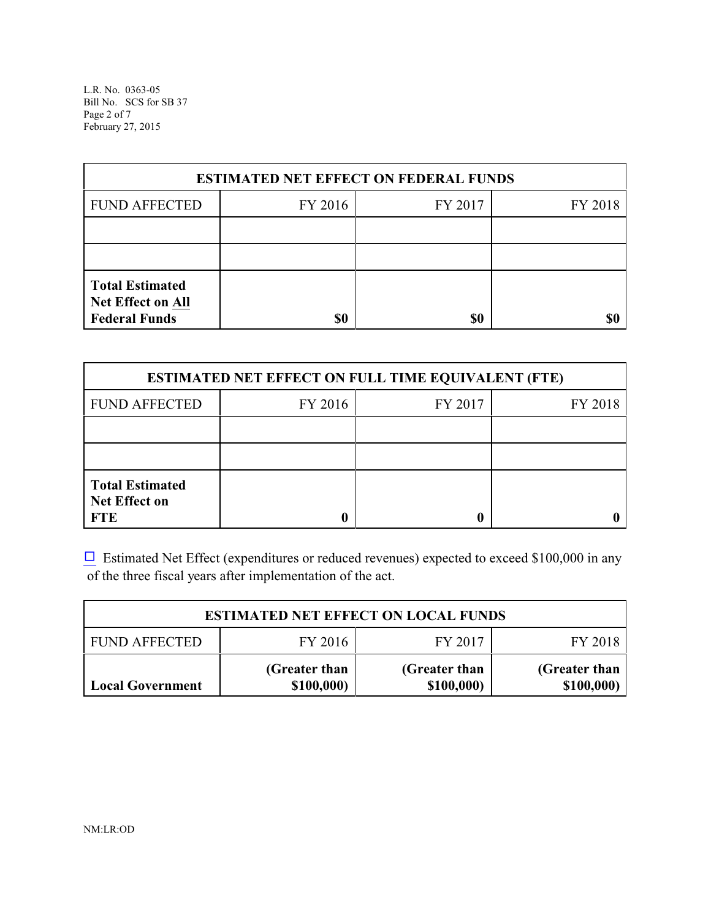| ESTIMATED NET EFFECT ON FEDERAL FUNDS | | | |
|---|---|---|---|
| FUND AFFECTED | FY 2016 | FY 2017 | FY 2018 |
| | | | |
| | | | |
| **Total Estimated Net Effect on All Federal Funds** | **$0** | **$0** | **$0** |

| ESTIMATED NET EFFECT ON FULL TIME EQUIVALENT (FTE) | | | |
|---|---|---|---|
| FUND AFFECTED | FY 2016 | FY 2017 | FY 2018 |
| | | | |
| | | | |
| **Total Estimated Net Effect on FTE** | **0** | **0** | **0** |

☐ Estimated Net Effect (expenditures or reduced revenues) expected to exceed $100,000 in any of the three fiscal years after implementation of the act.

| ESTIMATED NET EFFECT ON LOCAL FUNDS | | | |
|---|---|---|---|
| FUND AFFECTED | FY 2016 | FY 2017 | FY 2018 |
| **Local Government** | **(Greater than $100,000)** | **(Greater than $100,000)** | **(Greater than $100,000)** |

NM:LR:OD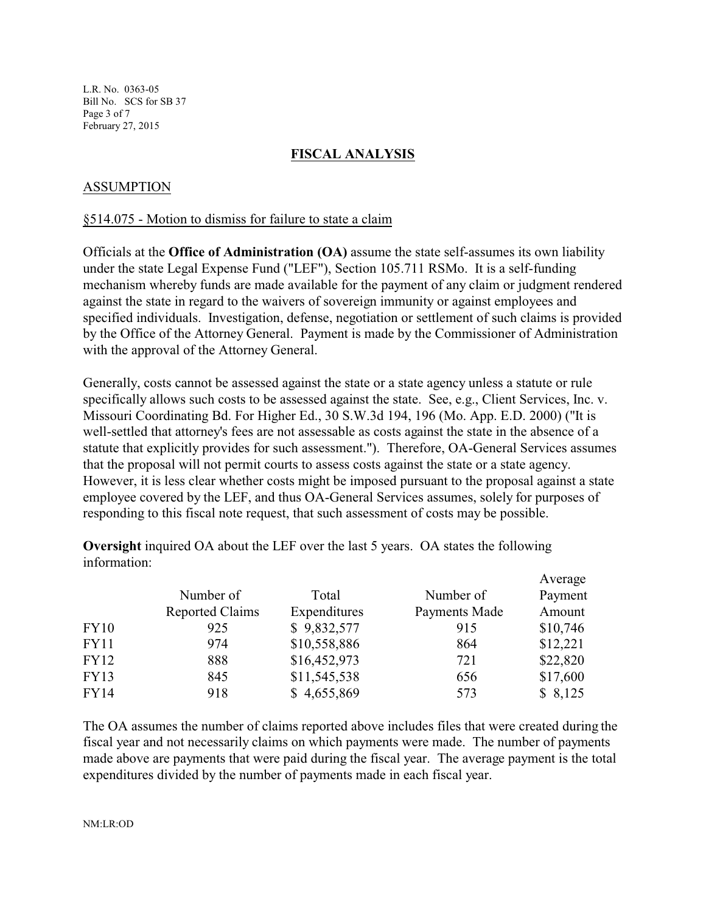## FISCAL ANALYSIS

### ASSUMPTION

§514.075 - Motion to dismiss for failure to state a claim

Officials at the **Office of Administration (OA)** assume the state self-assumes its own liability under the state Legal Expense Fund ("LEF"), Section 105.711 RSMo. It is a self-funding mechanism whereby funds are made available for the payment of any claim or judgment rendered against the state in regard to the waivers of sovereign immunity or against employees and specified individuals. Investigation, defense, negotiation or settlement of such claims is provided by the Office of the Attorney General. Payment is made by the Commissioner of Administration with the approval of the Attorney General.

Generally, costs cannot be assessed against the state or a state agency unless a statute or rule specifically allows such costs to be assessed against the state. See, e.g., Client Services, Inc. v. Missouri Coordinating Bd. For Higher Ed., 30 S.W.3d 194, 196 (Mo. App. E.D. 2000) ("It is well-settled that attorney's fees are not assessable as costs against the state in the absence of a statute that explicitly provides for such assessment."). Therefore, OA-General Services assumes that the proposal will not permit courts to assess costs against the state or a state agency. However, it is less clear whether costs might be imposed pursuant to the proposal against a state employee covered by the LEF, and thus OA-General Services assumes, solely for purposes of responding to this fiscal note request, that such assessment of costs may be possible.

**Oversight** inquired OA about the LEF over the last 5 years. OA states the following information:

| | Number of Reported Claims | Total Expenditures | Number of Payments Made | Average Payment Amount |
|---|---|---|---|---|
| FY10 | 925 | $ 9,832,577 | 915 | $10,746 |
| FY11 | 974 | $10,558,886 | 864 | $12,221 |
| FY12 | 888 | $16,452,973 | 721 | $22,820 |
| FY13 | 845 | $11,545,538 | 656 | $17,600 |
| FY14 | 918 | $ 4,655,869 | 573 | $ 8,125 |

The OA assumes the number of claims reported above includes files that were created during the fiscal year and not necessarily claims on which payments were made. The number of payments made above are payments that were paid during the fiscal year. The average payment is the total expenditures divided by the number of payments made in each fiscal year.

NM:LR:OD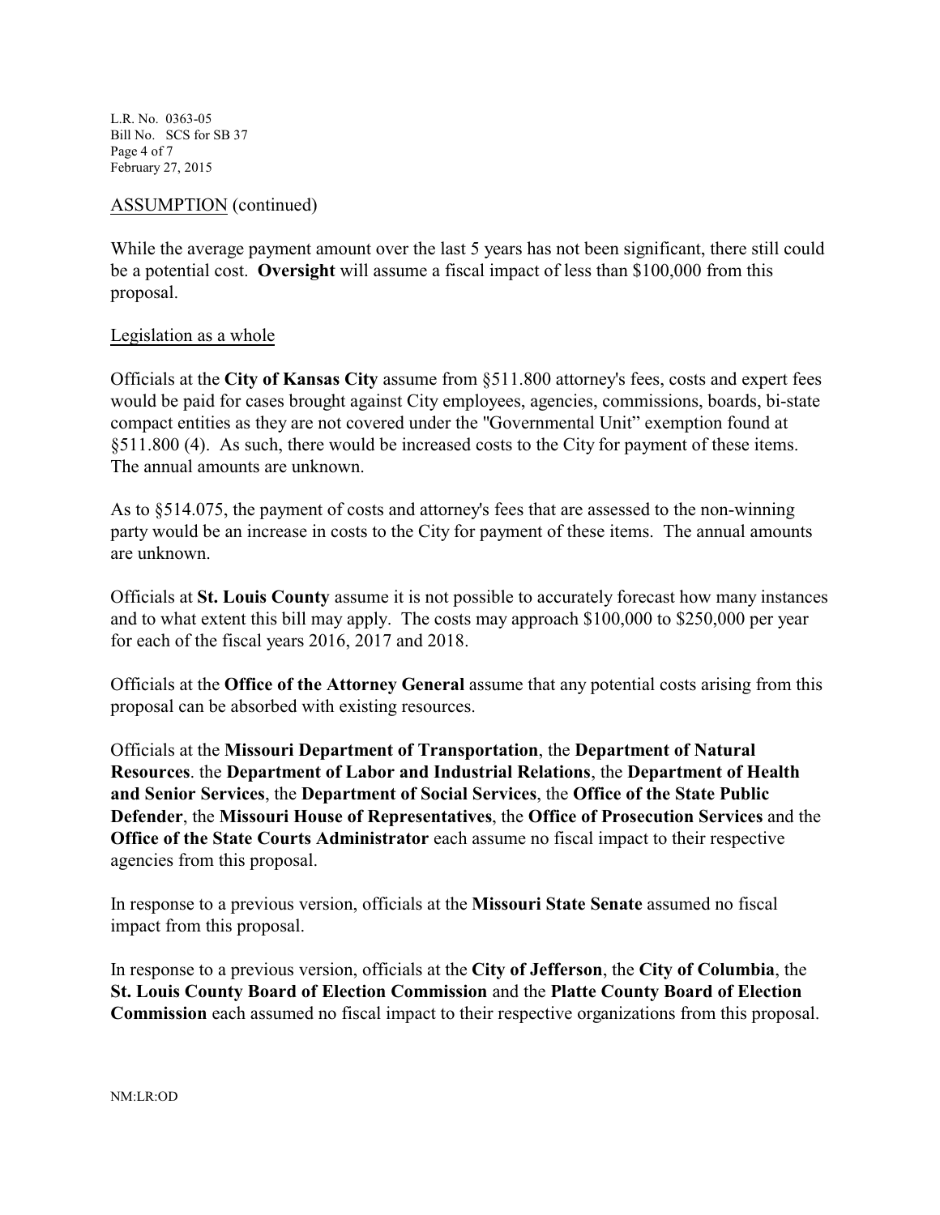ASSUMPTION (continued)

While the average payment amount over the last 5 years has not been significant, there still could be a potential cost. **Oversight** will assume a fiscal impact of less than $100,000 from this proposal.

Legislation as a whole

Officials at the **City of Kansas City** assume from §511.800 attorney's fees, costs and expert fees would be paid for cases brought against City employees, agencies, commissions, boards, bi-state compact entities as they are not covered under the "Governmental Unit" exemption found at §511.800 (4). As such, there would be increased costs to the City for payment of these items. The annual amounts are unknown.

As to §514.075, the payment of costs and attorney's fees that are assessed to the non-winning party would be an increase in costs to the City for payment of these items. The annual amounts are unknown.

Officials at **St. Louis County** assume it is not possible to accurately forecast how many instances and to what extent this bill may apply. The costs may approach $100,000 to $250,000 per year for each of the fiscal years 2016, 2017 and 2018.

Officials at the **Office of the Attorney General** assume that any potential costs arising from this proposal can be absorbed with existing resources.

Officials at the **Missouri Department of Transportation**, the **Department of Natural Resources**. the **Department of Labor and Industrial Relations**, the **Department of Health and Senior Services**, the **Department of Social Services**, the **Office of the State Public Defender**, the **Missouri House of Representatives**, the **Office of Prosecution Services** and the **Office of the State Courts Administrator** each assume no fiscal impact to their respective agencies from this proposal.

In response to a previous version, officials at the **Missouri State Senate** assumed no fiscal impact from this proposal.

In response to a previous version, officials at the **City of Jefferson**, the **City of Columbia**, the **St. Louis County Board of Election Commission** and the **Platte County Board of Election Commission** each assumed no fiscal impact to their respective organizations from this proposal.

NM:LR:OD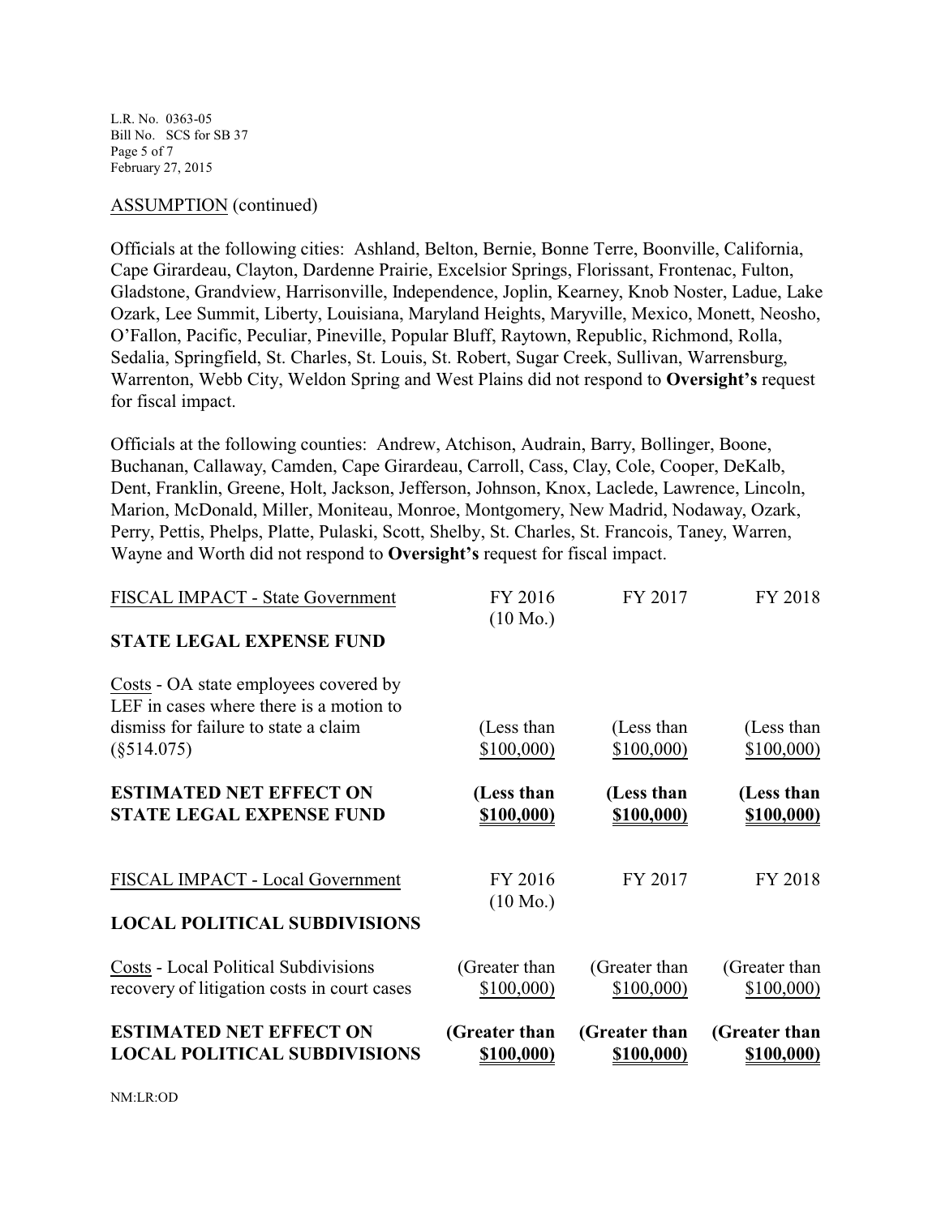ASSUMPTION (continued)

Officials at the following cities: Ashland, Belton, Bernie, Bonne Terre, Boonville, California, Cape Girardeau, Clayton, Dardenne Prairie, Excelsior Springs, Florissant, Frontenac, Fulton, Gladstone, Grandview, Harrisonville, Independence, Joplin, Kearney, Knob Noster, Ladue, Lake Ozark, Lee Summit, Liberty, Louisiana, Maryland Heights, Maryville, Mexico, Monett, Neosho, O'Fallon, Pacific, Peculiar, Pineville, Popular Bluff, Raytown, Republic, Richmond, Rolla, Sedalia, Springfield, St. Charles, St. Louis, St. Robert, Sugar Creek, Sullivan, Warrensburg, Warrenton, Webb City, Weldon Spring and West Plains did not respond to **Oversight's** request for fiscal impact.

Officials at the following counties: Andrew, Atchison, Audrain, Barry, Bollinger, Boone, Buchanan, Callaway, Camden, Cape Girardeau, Carroll, Cass, Clay, Cole, Cooper, DeKalb, Dent, Franklin, Greene, Holt, Jackson, Jefferson, Johnson, Knox, Laclede, Lawrence, Lincoln, Marion, McDonald, Miller, Moniteau, Monroe, Montgomery, New Madrid, Nodaway, Ozark, Perry, Pettis, Phelps, Platte, Pulaski, Scott, Shelby, St. Charles, St. Francois, Taney, Warren, Wayne and Worth did not respond to **Oversight's** request for fiscal impact.

| FISCAL IMPACT - State Government | FY 2016 (10 Mo.) | FY 2017 | FY 2018 |
|---|---|---|---|
| **STATE LEGAL EXPENSE FUND** | | | |
| Costs - OA state employees covered by LEF in cases where there is a motion to dismiss for failure to state a claim (§514.075) | (Less than $100,000) | (Less than $100,000) | (Less than $100,000) |
| **ESTIMATED NET EFFECT ON STATE LEGAL EXPENSE FUND** | **(Less than $100,000)** | **(Less than $100,000)** | **(Less than $100,000)** |

| FISCAL IMPACT - Local Government | FY 2016 (10 Mo.) | FY 2017 | FY 2018 |
|---|---|---|---|
| **LOCAL POLITICAL SUBDIVISIONS** | | | |
| Costs - Local Political Subdivisions recovery of litigation costs in court cases | (Greater than $100,000) | (Greater than $100,000) | (Greater than $100,000) |
| **ESTIMATED NET EFFECT ON LOCAL POLITICAL SUBDIVISIONS** | **(Greater than $100,000)** | **(Greater than $100,000)** | **(Greater than $100,000)** |

NM:LR:OD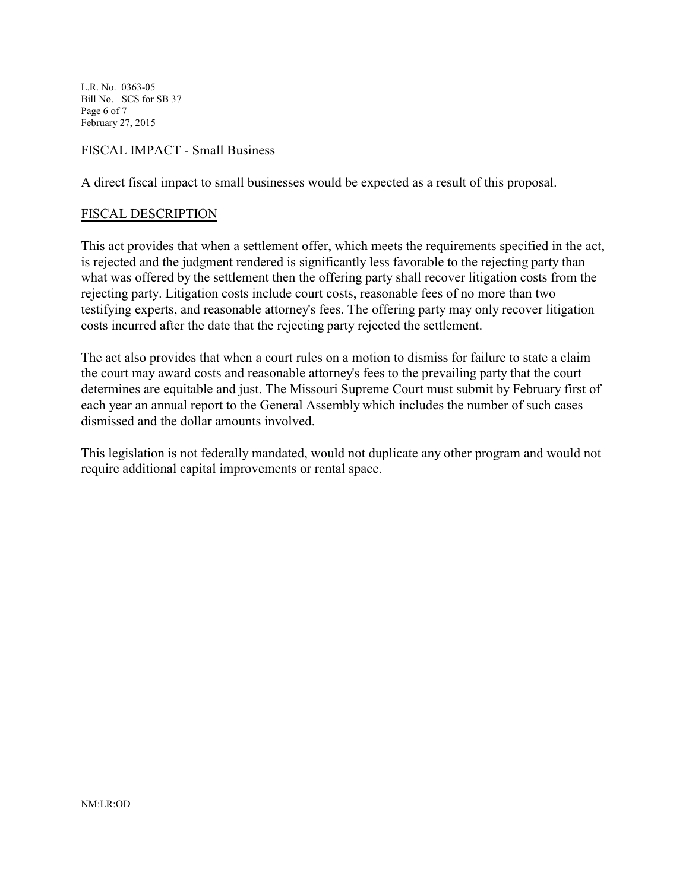## FISCAL IMPACT - Small Business

A direct fiscal impact to small businesses would be expected as a result of this proposal.

## FISCAL DESCRIPTION

This act provides that when a settlement offer, which meets the requirements specified in the act, is rejected and the judgment rendered is significantly less favorable to the rejecting party than what was offered by the settlement then the offering party shall recover litigation costs from the rejecting party. Litigation costs include court costs, reasonable fees of no more than two testifying experts, and reasonable attorney's fees. The offering party may only recover litigation costs incurred after the date that the rejecting party rejected the settlement.

The act also provides that when a court rules on a motion to dismiss for failure to state a claim the court may award costs and reasonable attorney's fees to the prevailing party that the court determines are equitable and just. The Missouri Supreme Court must submit by February first of each year an annual report to the General Assembly which includes the number of such cases dismissed and the dollar amounts involved.

This legislation is not federally mandated, would not duplicate any other program and would not require additional capital improvements or rental space.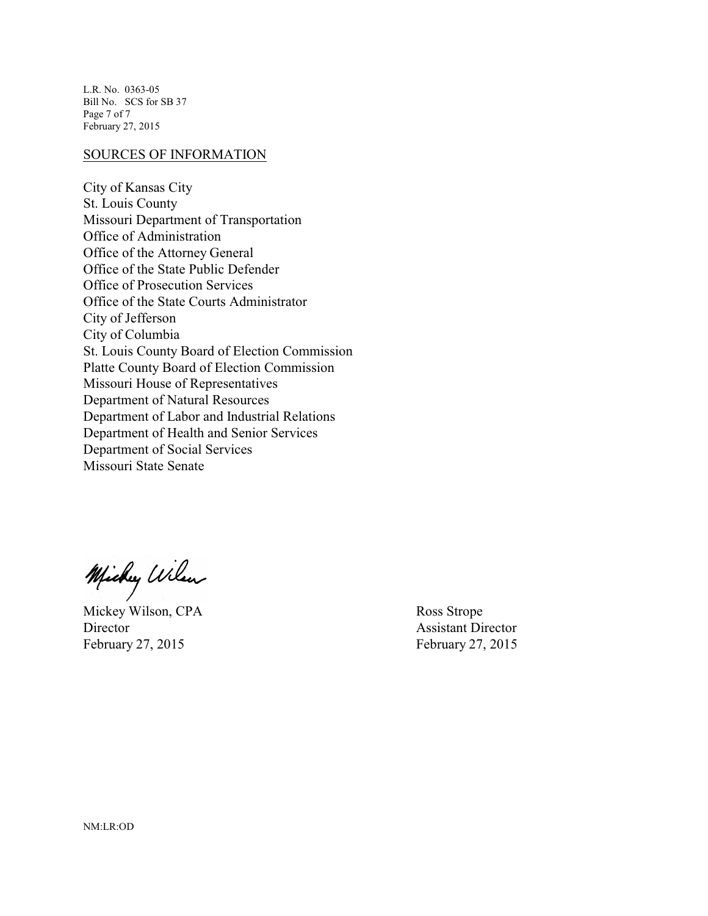## SOURCES OF INFORMATION

City of Kansas City
St. Louis County
Missouri Department of Transportation
Office of Administration
Office of the Attorney General
Office of the State Public Defender
Office of Prosecution Services
Office of the State Courts Administrator
City of Jefferson
City of Columbia
St. Louis County Board of Election Commission
Platte County Board of Election Commission
Missouri House of Representatives
Department of Natural Resources
Department of Labor and Industrial Relations
Department of Health and Senior Services
Department of Social Services
Missouri State Senate

Mickey Wilson, CPA
Director
February 27, 2015

Ross Strope
Assistant Director
February 27, 2015

NM:LR:OD